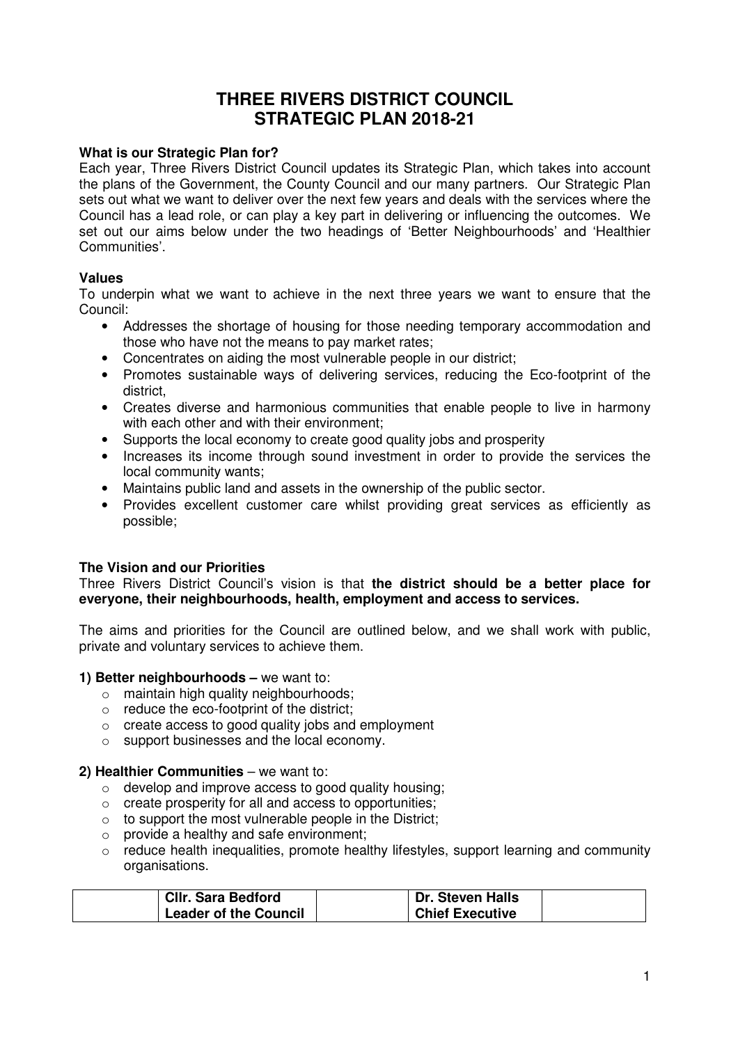# THREE RIVERS DISTRICT COUNCIL
# STRATEGIC PLAN 2018-21

**What is our Strategic Plan for?**

Each year, Three Rivers District Council updates its Strategic Plan, which takes into account the plans of the Government, the County Council and our many partners. Our Strategic Plan sets out what we want to deliver over the next few years and deals with the services where the Council has a lead role, or can play a key part in delivering or influencing the outcomes. We set out our aims below under the two headings of 'Better Neighbourhoods' and 'Healthier Communities'.

**Values**

To underpin what we want to achieve in the next three years we want to ensure that the Council:

- Addresses the shortage of housing for those needing temporary accommodation and those who have not the means to pay market rates;
- Concentrates on aiding the most vulnerable people in our district;
- Promotes sustainable ways of delivering services, reducing the Eco-footprint of the district,
- Creates diverse and harmonious communities that enable people to live in harmony with each other and with their environment;
- Supports the local economy to create good quality jobs and prosperity
- Increases its income through sound investment in order to provide the services the local community wants;
- Maintains public land and assets in the ownership of the public sector.
- Provides excellent customer care whilst providing great services as efficiently as possible;

**The Vision and our Priorities**

Three Rivers District Council's vision is that **the district should be a better place for everyone, their neighbourhoods, health, employment and access to services.**

The aims and priorities for the Council are outlined below, and we shall work with public, private and voluntary services to achieve them.

**1) Better neighbourhoods –** we want to:

- maintain high quality neighbourhoods;
- reduce the eco-footprint of the district;
- create access to good quality jobs and employment
- support businesses and the local economy.

**2) Healthier Communities** – we want to:

- develop and improve access to good quality housing;
- create prosperity for all and access to opportunities;
- to support the most vulnerable people in the District;
- provide a healthy and safe environment;
- reduce health inequalities, promote healthy lifestyles, support learning and community organisations.

| | **Cllr. Sara Bedford**<br>**Leader of the Council** | | **Dr. Steven Halls**<br>**Chief Executive** | |
|---|---|---|---|---|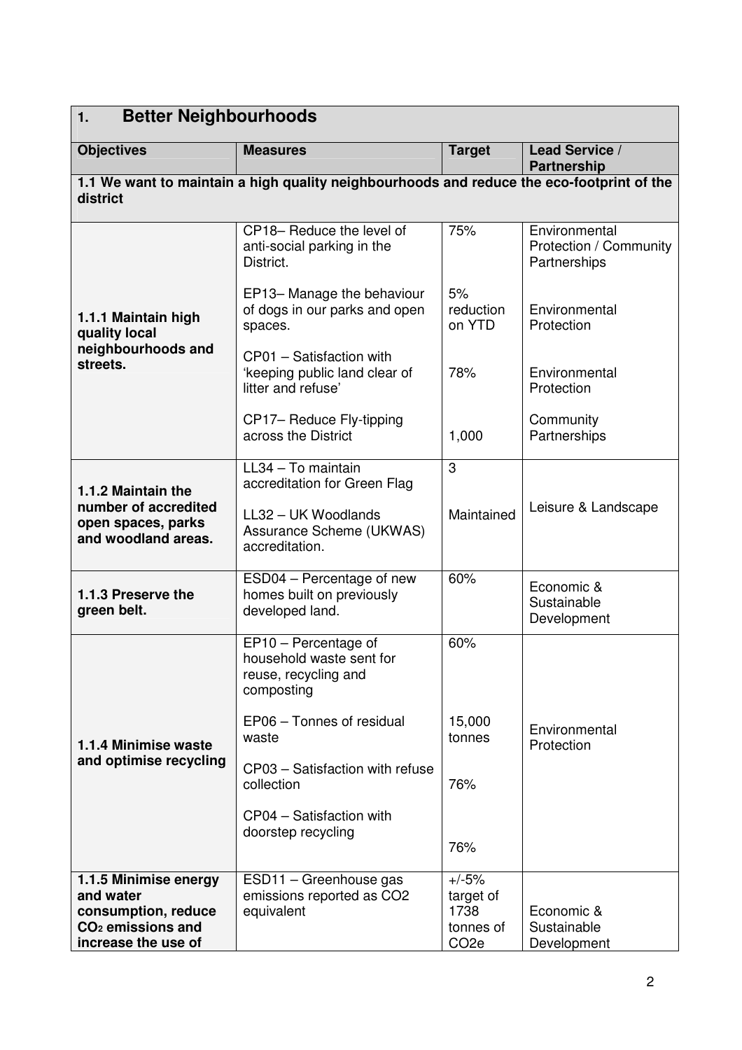## 1. Better Neighbourhoods

| Objectives | Measures | Target | Lead Service / Partnership |
|---|---|---|---|
| **1.1 We want to maintain a high quality neighbourhoods and reduce the eco-footprint of the district** | | | |
| **1.1.1 Maintain high quality local neighbourhoods and streets.** | CP18– Reduce the level of anti-social parking in the District. | 75% | Environmental Protection / Community Partnerships |
| | EP13– Manage the behaviour of dogs in our parks and open spaces. | 5% reduction on YTD | Environmental Protection |
| | CP01 – Satisfaction with 'keeping public land clear of litter and refuse' | 78% | Environmental Protection |
| | CP17– Reduce Fly-tipping across the District | 1,000 | Community Partnerships |
| **1.1.2 Maintain the number of accredited open spaces, parks and woodland areas.** | LL34 – To maintain accreditation for Green Flag | 3 | Leisure & Landscape |
| | LL32 – UK Woodlands Assurance Scheme (UKWAS) accreditation. | Maintained | |
| **1.1.3 Preserve the green belt.** | ESD04 – Percentage of new homes built on previously developed land. | 60% | Economic & Sustainable Development |
| **1.1.4 Minimise waste and optimise recycling** | EP10 – Percentage of household waste sent for reuse, recycling and composting | 60% | Environmental Protection |
| | EP06 – Tonnes of residual waste | 15,000 tonnes | |
| | CP03 – Satisfaction with refuse collection | 76% | |
| | CP04 – Satisfaction with doorstep recycling | 76% | |
| **1.1.5 Minimise energy and water consumption, reduce $CO_2$ emissions and increase the use of** | ESD11 – Greenhouse gas emissions reported as CO2 equivalent | +/-5% target of 1738 tonnes of $CO_2e$ | Economic & Sustainable Development |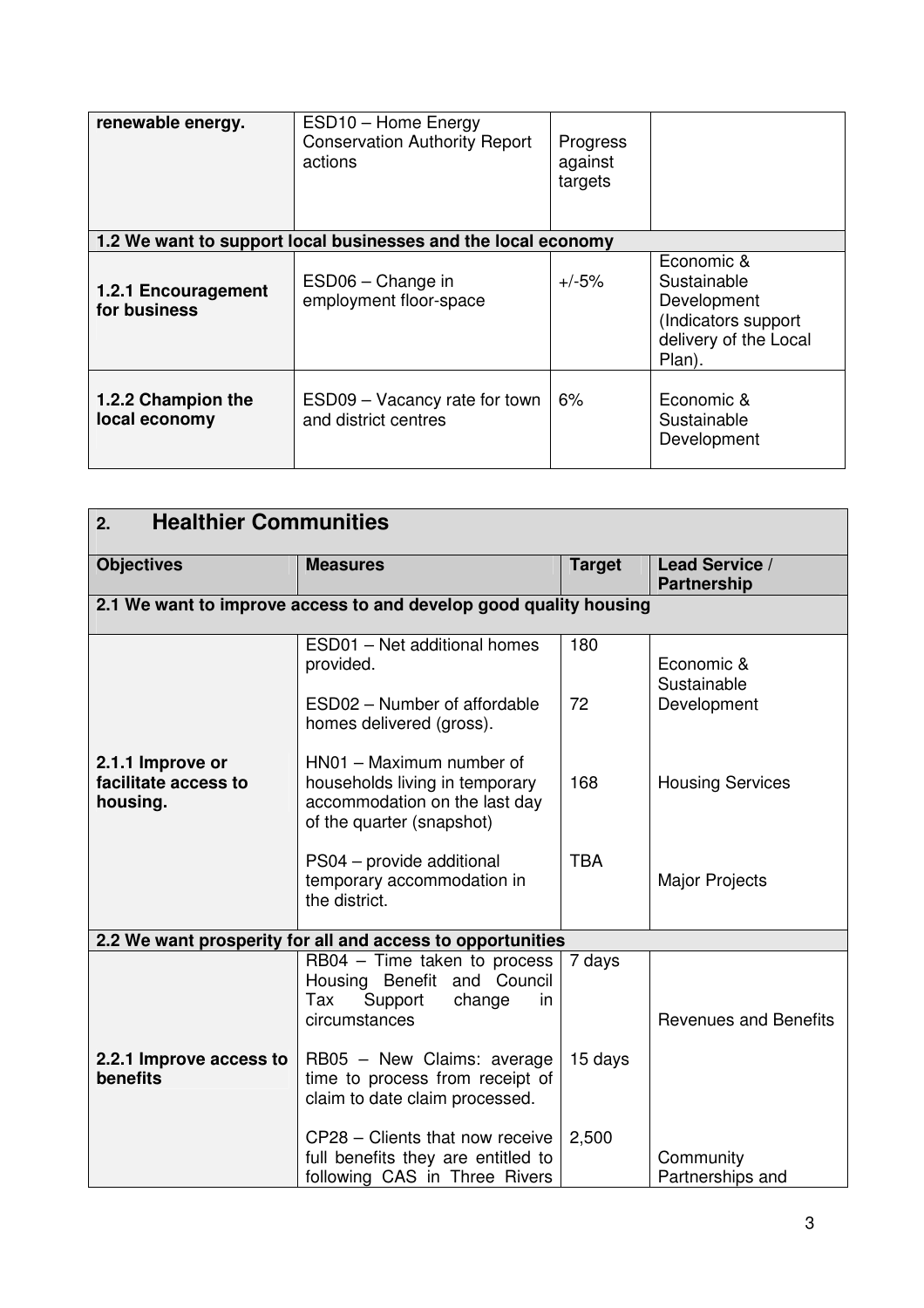| | | | |
|---|---|---|---|
| **renewable energy.** | ESD10 – Home Energy Conservation Authority Report actions | Progress against targets | |
| **1.2 We want to support local businesses and the local economy** | | | |
| **1.2.1 Encouragement for business** | ESD06 – Change in employment floor-space | +/-5% | Economic & Sustainable Development (Indicators support delivery of the Local Plan). |
| **1.2.2 Champion the local economy** | ESD09 – Vacancy rate for town and district centres | 6% | Economic & Sustainable Development |

## 2. Healthier Communities

| **Objectives** | **Measures** | **Target** | **Lead Service / Partnership** |
|---|---|---|---|
| **2.1 We want to improve access to and develop good quality housing** | | | |
| **2.1.1 Improve or facilitate access to housing.** | ESD01 – Net additional homes provided. | 180 | Economic & Sustainable Development |
| | ESD02 – Number of affordable homes delivered (gross). | 72 | |
| | HN01 – Maximum number of households living in temporary accommodation on the last day of the quarter (snapshot) | 168 | Housing Services |
| | PS04 – provide additional temporary accommodation in the district. | TBA | Major Projects |
| **2.2 We want prosperity for all and access to opportunities** | | | |
| **2.2.1 Improve access to benefits** | RB04 – Time taken to process Housing Benefit and Council Tax Support change in circumstances | 7 days | Revenues and Benefits |
| | RB05 – New Claims: average time to process from receipt of claim to date claim processed. | 15 days | |
| | CP28 – Clients that now receive full benefits they are entitled to following CAS in Three Rivers | 2,500 | Community Partnerships and |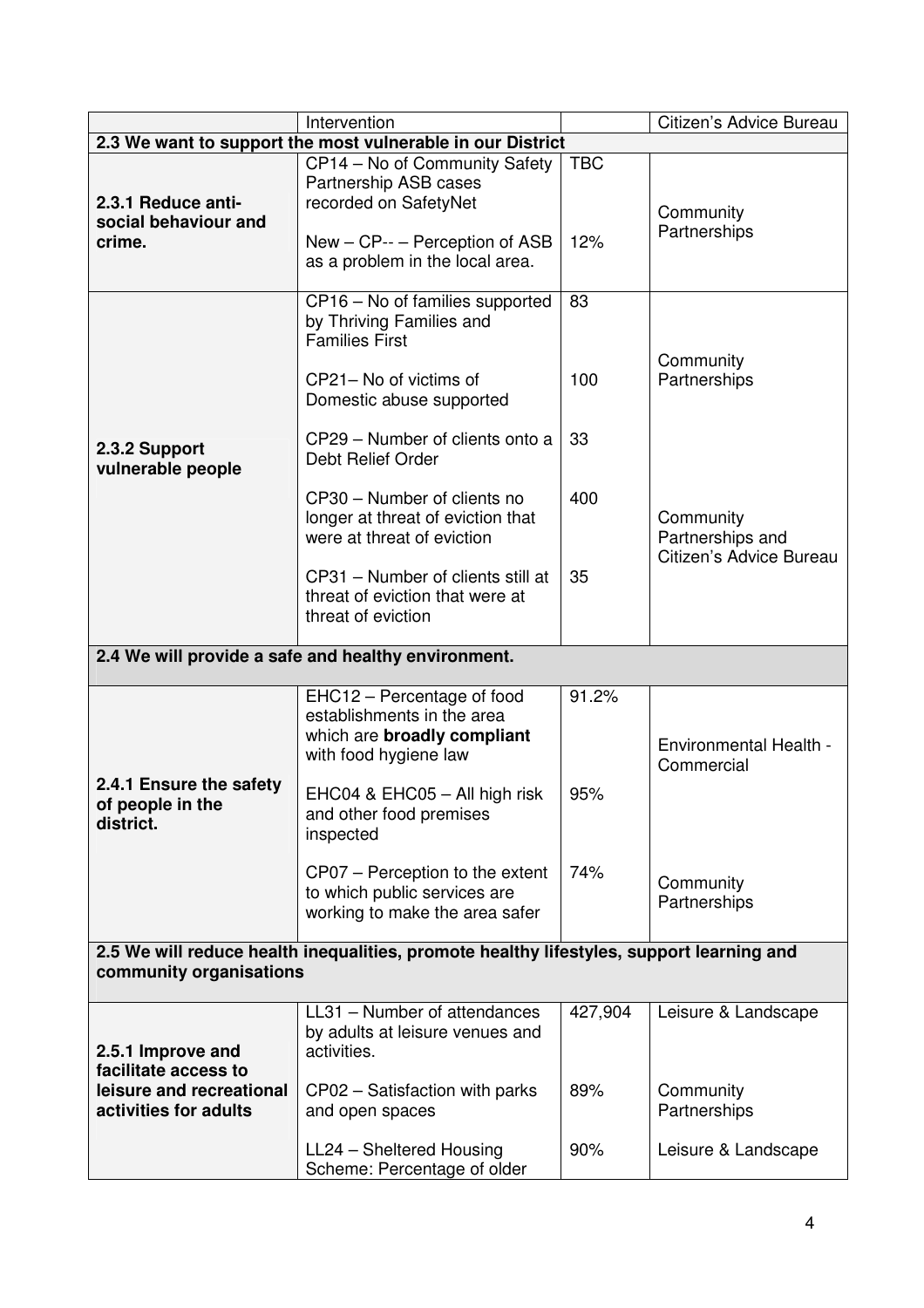| | Intervention | | Citizen's Advice Bureau |
|---|---|---|---|
| **2.3 We want to support the most vulnerable in our District** | | | |
| **2.3.1 Reduce anti-social behaviour and crime.** | CP14 – No of Community Safety Partnership ASB cases recorded on SafetyNet | TBC | Community Partnerships |
| | New – CP-- – Perception of ASB as a problem in the local area. | 12% | |
| **2.3.2 Support vulnerable people** | CP16 – No of families supported by Thriving Families and Families First | 83 | Community Partnerships |
| | CP21– No of victims of Domestic abuse supported | 100 | |
| | CP29 – Number of clients onto a Debt Relief Order | 33 | Community Partnerships and Citizen's Advice Bureau |
| | CP30 – Number of clients no longer at threat of eviction that were at threat of eviction | 400 | |
| | CP31 – Number of clients still at threat of eviction that were at threat of eviction | 35 | |
| **2.4 We will provide a safe and healthy environment.** | | | |
| **2.4.1 Ensure the safety of people in the district.** | EHC12 – Percentage of food establishments in the area which are **broadly compliant** with food hygiene law | 91.2% | Environmental Health - Commercial |
| | EHC04 & EHC05 – All high risk and other food premises inspected | 95% | |
| | CP07 – Perception to the extent to which public services are working to make the area safer | 74% | Community Partnerships |
| **2.5 We will reduce health inequalities, promote healthy lifestyles, support learning and community organisations** | | | |
| **2.5.1 Improve and facilitate access to leisure and recreational activities for adults** | LL31 – Number of attendances by adults at leisure venues and activities. | 427,904 | Leisure & Landscape |
| | CP02 – Satisfaction with parks and open spaces | 89% | Community Partnerships |
| | LL24 – Sheltered Housing Scheme: Percentage of older | 90% | Leisure & Landscape |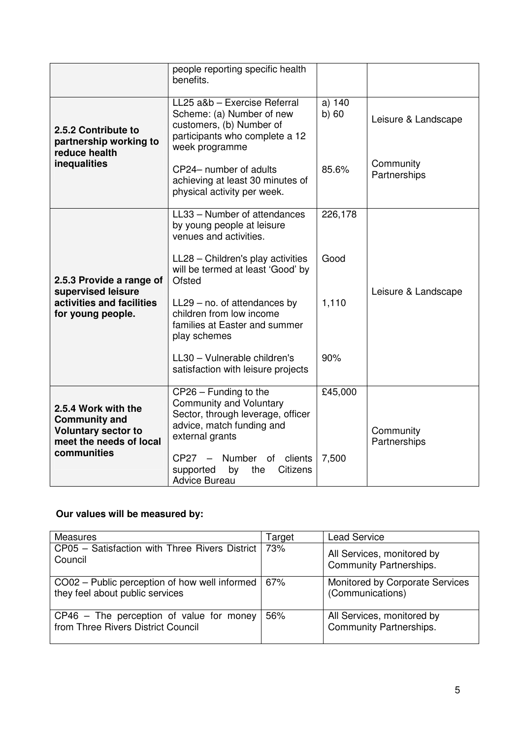| | | | |
|---|---|---|---|
| | people reporting specific health benefits. | | |
| **2.5.2 Contribute to partnership working to reduce health inequalities** | LL25 a&b – Exercise Referral Scheme: (a) Number of new customers, (b) Number of participants who complete a 12 week programme | a) 140<br>b) 60 | Leisure & Landscape |
| | CP24– number of adults achieving at least 30 minutes of physical activity per week. | 85.6% | Community Partnerships |
| **2.5.3 Provide a range of supervised leisure activities and facilities for young people.** | LL33 – Number of attendances by young people at leisure venues and activities. | 226,178 | Leisure & Landscape |
| | LL28 – Children's play activities will be termed at least 'Good' by Ofsted | Good | |
| | LL29 – no. of attendances by children from low income families at Easter and summer play schemes | 1,110 | |
| | LL30 – Vulnerable children's satisfaction with leisure projects | 90% | |
| **2.5.4 Work with the Community and Voluntary sector to meet the needs of local communities** | CP26 – Funding to the Community and Voluntary Sector, through leverage, officer advice, match funding and external grants | £45,000 | Community Partnerships |
| | CP27 – Number of clients supported by the Citizens Advice Bureau | 7,500 | |

**Our values will be measured by:**

| Measures | Target | Lead Service |
|---|---|---|
| CP05 – Satisfaction with Three Rivers District Council | 73% | All Services, monitored by Community Partnerships. |
| CO02 – Public perception of how well informed they feel about public services | 67% | Monitored by Corporate Services (Communications) |
| CP46 – The perception of value for money from Three Rivers District Council | 56% | All Services, monitored by Community Partnerships. |